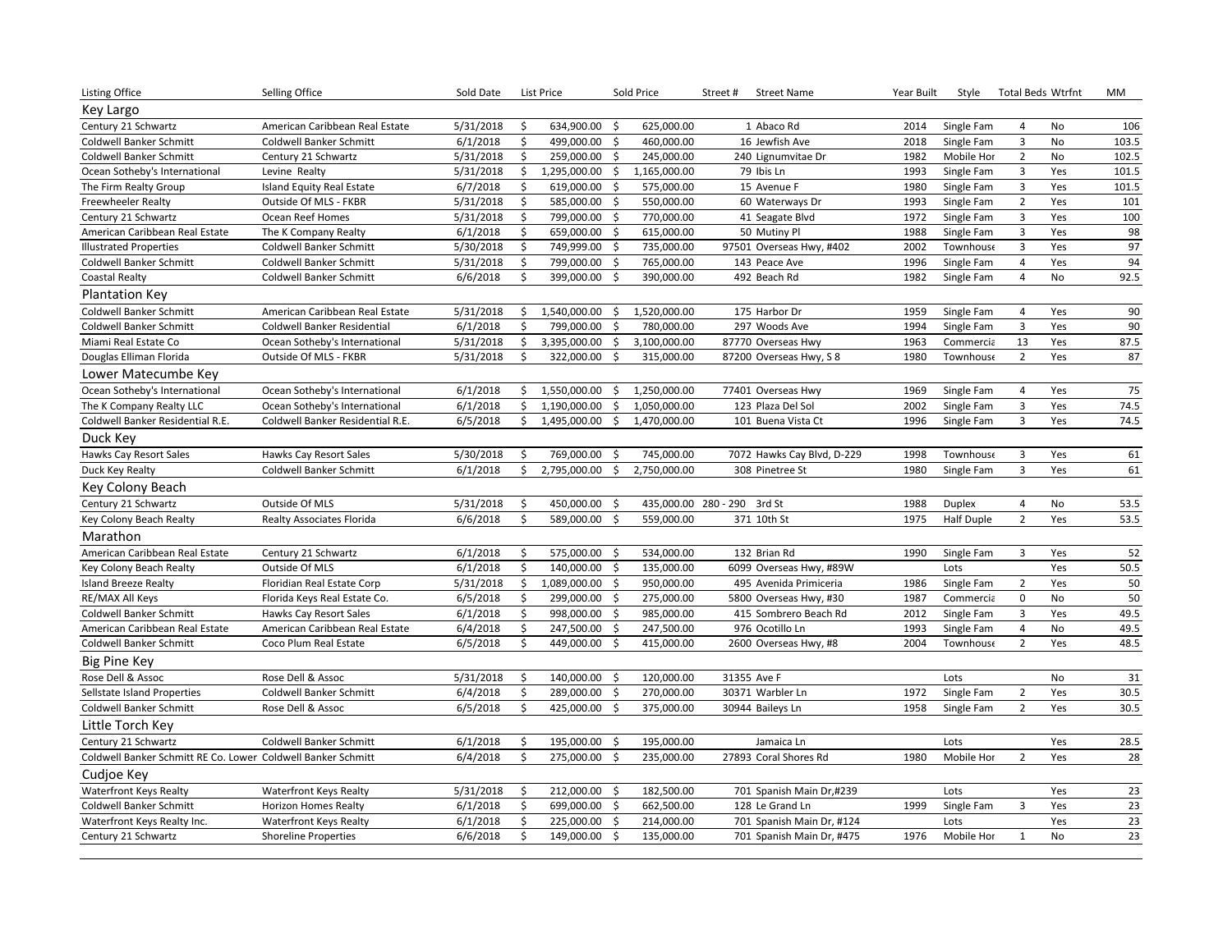| Listing Office | Selling Office | Sold Date | List Price | Sold Price | Street # | Street Name | Year Built | Style | Total Beds | Wtrfnt | MM |
|---|---|---|---|---|---|---|---|---|---|---|---|
| **Key Largo** | | | | | | | | | | | |
| Century 21 Schwartz | American Caribbean Real Estate | 5/31/2018 | $ 634,900.00 | $ 625,000.00 | 1 | Abaco Rd | 2014 | Single Fam | 4 | No | 106 |
| Coldwell Banker Schmitt | Coldwell Banker Schmitt | 6/1/2018 | $ 499,000.00 | $ 460,000.00 | 16 | Jewfish Ave | 2018 | Single Fam | 3 | No | 103.5 |
| Coldwell Banker Schmitt | Century 21 Schwartz | 5/31/2018 | $ 259,000.00 | $ 245,000.00 | 240 | Lignumvitae Dr | 1982 | Mobile Hor | 2 | No | 102.5 |
| Ocean Sotheby's International | Levine Realty | 5/31/2018 | $ 1,295,000.00 | $ 1,165,000.00 | 79 | Ibis Ln | 1993 | Single Fam | 3 | Yes | 101.5 |
| The Firm Realty Group | Island Equity Real Estate | 6/7/2018 | $ 619,000.00 | $ 575,000.00 | 15 | Avenue F | 1980 | Single Fam | 3 | Yes | 101.5 |
| Freewheeler Realty | Outside Of MLS - FKBR | 5/31/2018 | $ 585,000.00 | $ 550,000.00 | 60 | Waterways Dr | 1993 | Single Fam | 2 | Yes | 101 |
| Century 21 Schwartz | Ocean Reef Homes | 5/31/2018 | $ 799,000.00 | $ 770,000.00 | 41 | Seagate Blvd | 1972 | Single Fam | 3 | Yes | 100 |
| American Caribbean Real Estate | The K Company Realty | 6/1/2018 | $ 659,000.00 | $ 615,000.00 | 50 | Mutiny Pl | 1988 | Single Fam | 3 | Yes | 98 |
| Illustrated Properties | Coldwell Banker Schmitt | 5/30/2018 | $ 749,999.00 | $ 735,000.00 | 97501 | Overseas Hwy, #402 | 2002 | Townhouse | 3 | Yes | 97 |
| Coldwell Banker Schmitt | Coldwell Banker Schmitt | 5/31/2018 | $ 799,000.00 | $ 765,000.00 | 143 | Peace Ave | 1996 | Single Fam | 4 | Yes | 94 |
| Coastal Realty | Coldwell Banker Schmitt | 6/6/2018 | $ 399,000.00 | $ 390,000.00 | 492 | Beach Rd | 1982 | Single Fam | 4 | No | 92.5 |
| **Plantation Key** | | | | | | | | | | | |
| Coldwell Banker Schmitt | American Caribbean Real Estate | 5/31/2018 | $ 1,540,000.00 | $ 1,520,000.00 | 175 | Harbor Dr | 1959 | Single Fam | 4 | Yes | 90 |
| Coldwell Banker Schmitt | Coldwell Banker Residential | 6/1/2018 | $ 799,000.00 | $ 780,000.00 | 297 | Woods Ave | 1994 | Single Fam | 3 | Yes | 90 |
| Miami Real Estate Co | Ocean Sotheby's International | 5/31/2018 | $ 3,395,000.00 | $ 3,100,000.00 | 87770 | Overseas Hwy | 1963 | Commercia | 13 | Yes | 87.5 |
| Douglas Elliman Florida | Outside Of MLS - FKBR | 5/31/2018 | $ 322,000.00 | $ 315,000.00 | 87200 | Overseas Hwy, S 8 | 1980 | Townhouse | 2 | Yes | 87 |
| **Lower Matecumbe Key** | | | | | | | | | | | |
| Ocean Sotheby's International | Ocean Sotheby's International | 6/1/2018 | $ 1,550,000.00 | $ 1,250,000.00 | 77401 | Overseas Hwy | 1969 | Single Fam | 4 | Yes | 75 |
| The K Company Realty LLC | Ocean Sotheby's International | 6/1/2018 | $ 1,190,000.00 | $ 1,050,000.00 | 123 | Plaza Del Sol | 2002 | Single Fam | 3 | Yes | 74.5 |
| Coldwell Banker Residential R.E. | Coldwell Banker Residential R.E. | 6/5/2018 | $ 1,495,000.00 | $ 1,470,000.00 | 101 | Buena Vista Ct | 1996 | Single Fam | 3 | Yes | 74.5 |
| **Duck Key** | | | | | | | | | | | |
| Hawks Cay Resort Sales | Hawks Cay Resort Sales | 5/30/2018 | $ 769,000.00 | $ 745,000.00 | 7072 | Hawks Cay Blvd, D-229 | 1998 | Townhouse | 3 | Yes | 61 |
| Duck Key Realty | Coldwell Banker Schmitt | 6/1/2018 | $ 2,795,000.00 | $ 2,750,000.00 | 308 | Pinetree St | 1980 | Single Fam | 3 | Yes | 61 |
| **Key Colony Beach** | | | | | | | | | | | |
| Century 21 Schwartz | Outside Of MLS | 5/31/2018 | $ 450,000.00 | $ 435,000.00 | 280 - 290 | 3rd St | 1988 | Duplex | 4 | No | 53.5 |
| Key Colony Beach Realty | Realty Associates Florida | 6/6/2018 | $ 589,000.00 | $ 559,000.00 | 371 | 10th St | 1975 | Half Duple | 2 | Yes | 53.5 |
| **Marathon** | | | | | | | | | | | |
| American Caribbean Real Estate | Century 21 Schwartz | 6/1/2018 | $ 575,000.00 | $ 534,000.00 | 132 | Brian Rd | 1990 | Single Fam | 3 | Yes | 52 |
| Key Colony Beach Realty | Outside Of MLS | 6/1/2018 | $ 140,000.00 | $ 135,000.00 | 6099 | Overseas Hwy, #89W | | Lots | | Yes | 50.5 |
| Island Breeze Realty | Floridian Real Estate Corp | 5/31/2018 | $ 1,089,000.00 | $ 950,000.00 | 495 | Avenida Primiceria | 1986 | Single Fam | 2 | Yes | 50 |
| RE/MAX All Keys | Florida Keys Real Estate Co. | 6/5/2018 | $ 299,000.00 | $ 275,000.00 | 5800 | Overseas Hwy, #30 | 1987 | Commercia | 0 | No | 50 |
| Coldwell Banker Schmitt | Hawks Cay Resort Sales | 6/1/2018 | $ 998,000.00 | $ 985,000.00 | 415 | Sombrero Beach Rd | 2012 | Single Fam | 3 | Yes | 49.5 |
| American Caribbean Real Estate | American Caribbean Real Estate | 6/4/2018 | $ 247,500.00 | $ 247,500.00 | 976 | Ocotillo Ln | 1993 | Single Fam | 4 | No | 49.5 |
| Coldwell Banker Schmitt | Coco Plum Real Estate | 6/5/2018 | $ 449,000.00 | $ 415,000.00 | 2600 | Overseas Hwy, #8 | 2004 | Townhouse | 2 | Yes | 48.5 |
| **Big Pine Key** | | | | | | | | | | | |
| Rose Dell & Assoc | Rose Dell & Assoc | 5/31/2018 | $ 140,000.00 | $ 120,000.00 | 31355 | Ave F | | Lots | | No | 31 |
| Sellstate Island Properties | Coldwell Banker Schmitt | 6/4/2018 | $ 289,000.00 | $ 270,000.00 | 30371 | Warbler Ln | 1972 | Single Fam | 2 | Yes | 30.5 |
| Coldwell Banker Schmitt | Rose Dell & Assoc | 6/5/2018 | $ 425,000.00 | $ 375,000.00 | 30944 | Baileys Ln | 1958 | Single Fam | 2 | Yes | 30.5 |
| **Little Torch Key** | | | | | | | | | | | |
| Century 21 Schwartz | Coldwell Banker Schmitt | 6/1/2018 | $ 195,000.00 | $ 195,000.00 | | Jamaica Ln | | Lots | | Yes | 28.5 |
| Coldwell Banker Schmitt RE Co. Lower | Coldwell Banker Schmitt | 6/4/2018 | $ 275,000.00 | $ 235,000.00 | 27893 | Coral Shores Rd | 1980 | Mobile Hor | 2 | Yes | 28 |
| **Cudjoe Key** | | | | | | | | | | | |
| Waterfront Keys Realty | Waterfront Keys Realty | 5/31/2018 | $ 212,000.00 | $ 182,500.00 | 701 | Spanish Main Dr,#239 | | Lots | | Yes | 23 |
| Coldwell Banker Schmitt | Horizon Homes Realty | 6/1/2018 | $ 699,000.00 | $ 662,500.00 | 128 | Le Grand Ln | 1999 | Single Fam | 3 | Yes | 23 |
| Waterfront Keys Realty Inc. | Waterfront Keys Realty | 6/1/2018 | $ 225,000.00 | $ 214,000.00 | 701 | Spanish Main Dr, #124 | | Lots | | Yes | 23 |
| Century 21 Schwartz | Shoreline Properties | 6/6/2018 | $ 149,000.00 | $ 135,000.00 | 701 | Spanish Main Dr, #475 | 1976 | Mobile Hor | 1 | No | 23 |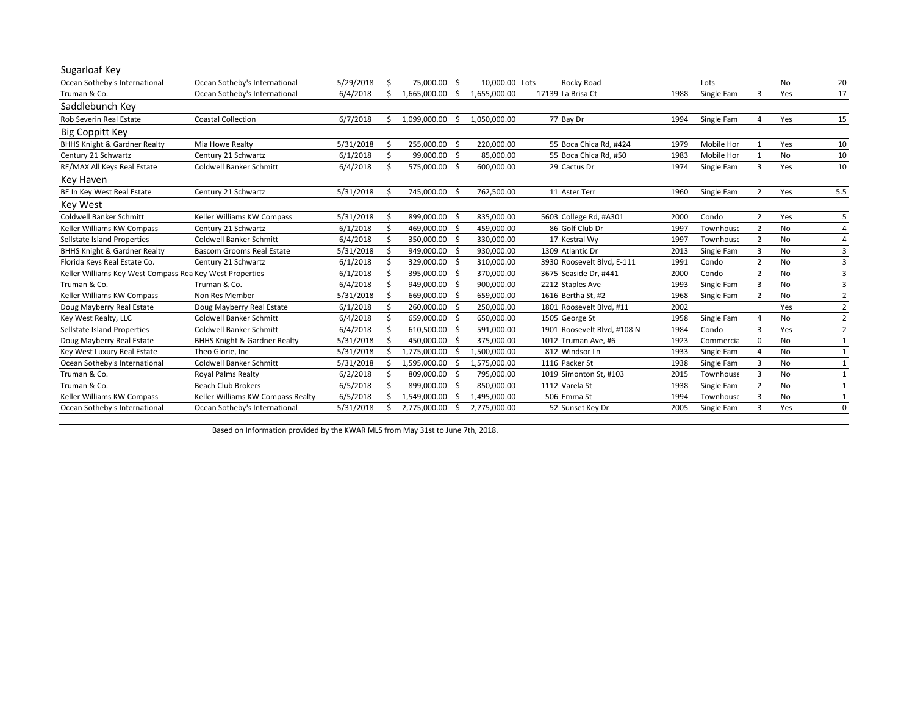| | | | | | | | | | | |
|---|---|---|---|---|---|---|---|---|---|---|
| **Sugarloaf Key** | | | | | | | | | | |
| Ocean Sotheby's International | Ocean Sotheby's International | 5/29/2018 | $ 75,000.00 | $ 10,000.00 | Lots Rocky Road | | Lots | | No | 20 |
| Truman & Co. | Ocean Sotheby's International | 6/4/2018 | $ 1,665,000.00 | $ 1,655,000.00 | 17139 La Brisa Ct | 1988 | Single Fam | 3 | Yes | 17 |
| **Saddlebunch Key** | | | | | | | | | | |
| Rob Severin Real Estate | Coastal Collection | 6/7/2018 | $ 1,099,000.00 | $ 1,050,000.00 | 77 Bay Dr | 1994 | Single Fam | 4 | Yes | 15 |
| **Big Coppitt Key** | | | | | | | | | | |
| BHHS Knight & Gardner Realty | Mia Howe Realty | 5/31/2018 | $ 255,000.00 | $ 220,000.00 | 55 Boca Chica Rd, #424 | 1979 | Mobile Hor | 1 | Yes | 10 |
| Century 21 Schwartz | Century 21 Schwartz | 6/1/2018 | $ 99,000.00 | $ 85,000.00 | 55 Boca Chica Rd, #50 | 1983 | Mobile Hor | 1 | No | 10 |
| RE/MAX All Keys Real Estate | Coldwell Banker Schmitt | 6/4/2018 | $ 575,000.00 | $ 600,000.00 | 29 Cactus Dr | 1974 | Single Fam | 3 | Yes | 10 |
| **Key Haven** | | | | | | | | | | |
| BE In Key West Real Estate | Century 21 Schwartz | 5/31/2018 | $ 745,000.00 | $ 762,500.00 | 11 Aster Terr | 1960 | Single Fam | 2 | Yes | 5.5 |
| **Key West** | | | | | | | | | | |
| Coldwell Banker Schmitt | Keller Williams KW Compass | 5/31/2018 | $ 899,000.00 | $ 835,000.00 | 5603 College Rd, #A301 | 2000 | Condo | 2 | Yes | 5 |
| Keller Williams KW Compass | Century 21 Schwartz | 6/1/2018 | $ 469,000.00 | $ 459,000.00 | 86 Golf Club Dr | 1997 | Townhouse | 2 | No | 4 |
| Sellstate Island Properties | Coldwell Banker Schmitt | 6/4/2018 | $ 350,000.00 | $ 330,000.00 | 17 Kestral Wy | 1997 | Townhouse | 2 | No | 4 |
| BHHS Knight & Gardner Realty | Bascom Grooms Real Estate | 5/31/2018 | $ 949,000.00 | $ 930,000.00 | 1309 Atlantic Dr | 2013 | Single Fam | 3 | No | 3 |
| Florida Keys Real Estate Co. | Century 21 Schwartz | 6/1/2018 | $ 329,000.00 | $ 310,000.00 | 3930 Roosevelt Blvd, E-111 | 1991 | Condo | 2 | No | 3 |
| Keller Williams Key West Compass Rea | Key West Properties | 6/1/2018 | $ 395,000.00 | $ 370,000.00 | 3675 Seaside Dr, #441 | 2000 | Condo | 2 | No | 3 |
| Truman & Co. | Truman & Co. | 6/4/2018 | $ 949,000.00 | $ 900,000.00 | 2212 Staples Ave | 1993 | Single Fam | 3 | No | 3 |
| Keller Williams KW Compass | Non Res Member | 5/31/2018 | $ 669,000.00 | $ 659,000.00 | 1616 Bertha St, #2 | 1968 | Single Fam | 2 | No | 2 |
| Doug Mayberry Real Estate | Doug Mayberry Real Estate | 6/1/2018 | $ 260,000.00 | $ 250,000.00 | 1801 Roosevelt Blvd, #11 | 2002 | | | Yes | 2 |
| Key West Realty, LLC | Coldwell Banker Schmitt | 6/4/2018 | $ 659,000.00 | $ 650,000.00 | 1505 George St | 1958 | Single Fam | 4 | No | 2 |
| Sellstate Island Properties | Coldwell Banker Schmitt | 6/4/2018 | $ 610,500.00 | $ 591,000.00 | 1901 Roosevelt Blvd, #108 N | 1984 | Condo | 3 | Yes | 2 |
| Doug Mayberry Real Estate | BHHS Knight & Gardner Realty | 5/31/2018 | $ 450,000.00 | $ 375,000.00 | 1012 Truman Ave, #6 | 1923 | Commercia | 0 | No | 1 |
| Key West Luxury Real Estate | Theo Glorie, Inc | 5/31/2018 | $ 1,775,000.00 | $ 1,500,000.00 | 812 Windsor Ln | 1933 | Single Fam | 4 | No | 1 |
| Ocean Sotheby's International | Coldwell Banker Schmitt | 5/31/2018 | $ 1,595,000.00 | $ 1,575,000.00 | 1116 Packer St | 1938 | Single Fam | 3 | No | 1 |
| Truman & Co. | Royal Palms Realty | 6/2/2018 | $ 809,000.00 | $ 795,000.00 | 1019 Simonton St, #103 | 2015 | Townhouse | 3 | No | 1 |
| Truman & Co. | Beach Club Brokers | 6/5/2018 | $ 899,000.00 | $ 850,000.00 | 1112 Varela St | 1938 | Single Fam | 2 | No | 1 |
| Keller Williams KW Compass | Keller Williams KW Compass Realty | 6/5/2018 | $ 1,549,000.00 | $ 1,495,000.00 | 506 Emma St | 1994 | Townhouse | 3 | No | 1 |
| Ocean Sotheby's International | Ocean Sotheby's International | 5/31/2018 | $ 2,775,000.00 | $ 2,775,000.00 | 52 Sunset Key Dr | 2005 | Single Fam | 3 | Yes | 0 |

Based on Information provided by the KWAR MLS from May 31st to June 7th, 2018.